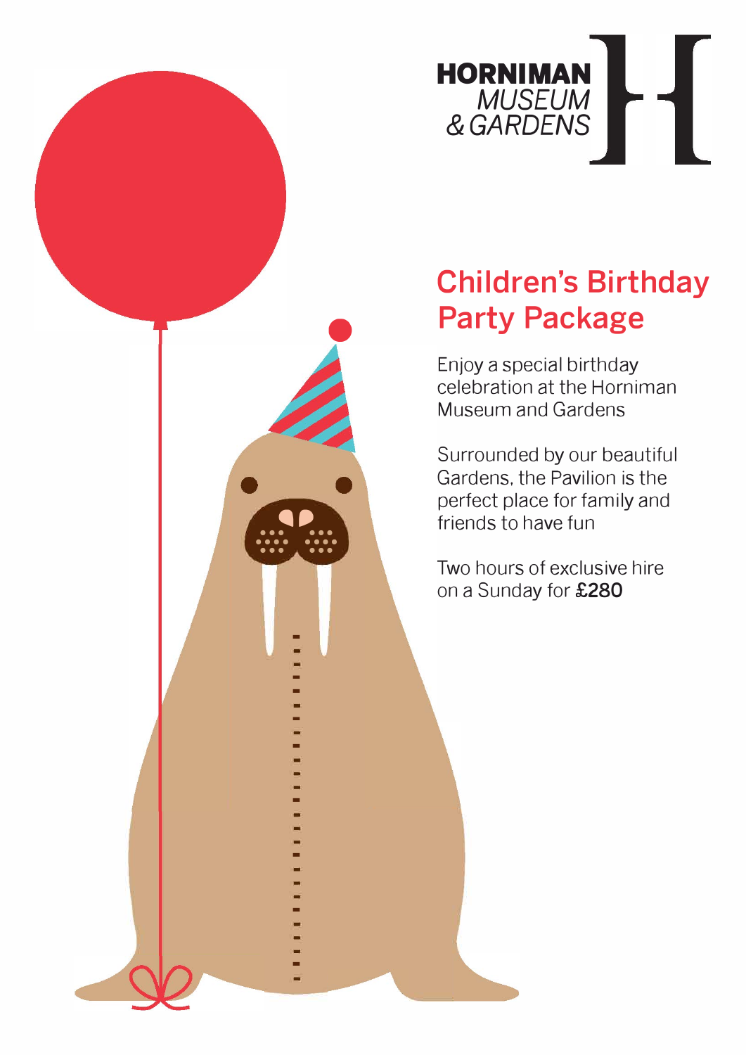HORNIMAN
MUSEUM
& GARDENS

# Children's Birthday Party Package

Enjoy a special birthday celebration at the Horniman Museum and Gardens

Surrounded by our beautiful Gardens, the Pavilion is the perfect place for family and friends to have fun

Two hours of exclusive hire on a Sunday for **£280**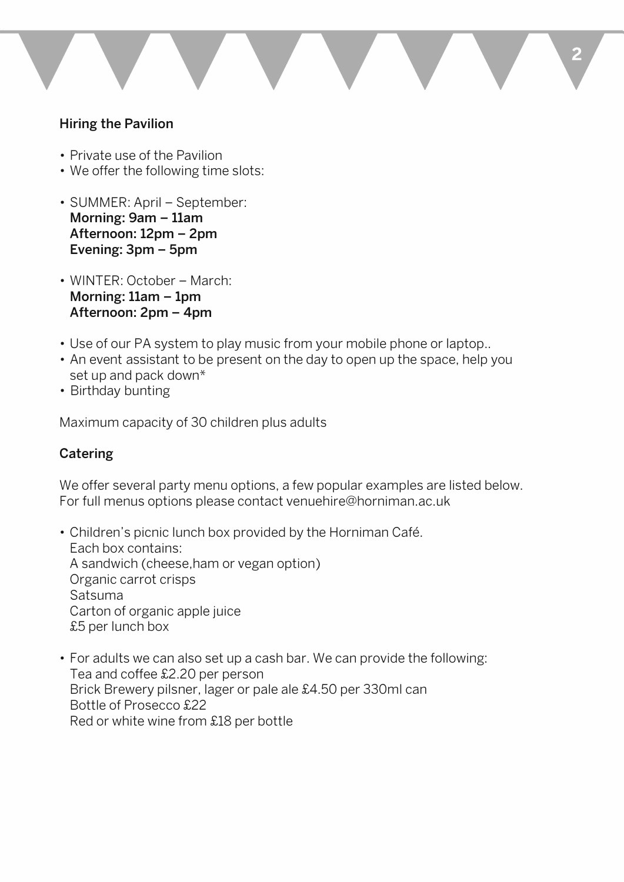## Hiring the Pavilion

- Private use of the Pavilion
- We offer the following time slots:

- SUMMER: April – September:  
  **Morning: 9am – 11am**  
  **Afternoon: 12pm – 2pm**  
  **Evening: 3pm – 5pm**

- WINTER: October – March:  
  **Morning: 11am – 1pm**  
  **Afternoon: 2pm – 4pm**

- Use of our PA system to play music from your mobile phone or laptop..
- An event assistant to be present on the day to open up the space, help you set up and pack down*
- Birthday bunting

Maximum capacity of 30 children plus adults

## Catering

We offer several party menu options, a few popular examples are listed below. For full menus options please contact venuehire@horniman.ac.uk

- Children's picnic lunch box provided by the Horniman Café.  
  Each box contains:  
  A sandwich (cheese,ham or vegan option)  
  Organic carrot crisps  
  Satsuma  
  Carton of organic apple juice  
  £5 per lunch box

- For adults we can also set up a cash bar. We can provide the following:  
  Tea and coffee £2.20 per person  
  Brick Brewery pilsner, lager or pale ale £4.50 per 330ml can  
  Bottle of Prosecco £22  
  Red or white wine from £18 per bottle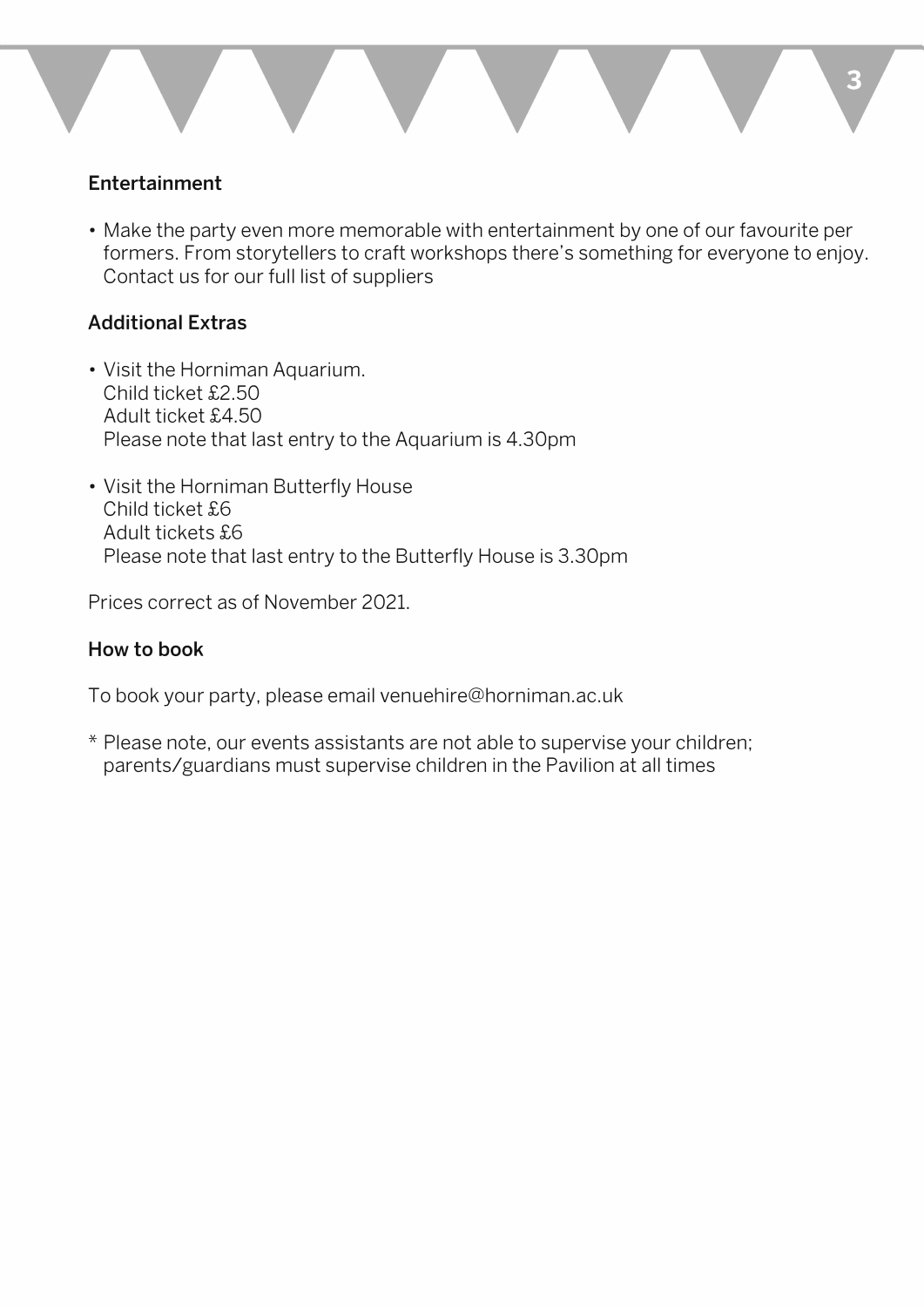## Entertainment

- Make the party even more memorable with entertainment by one of our favourite per formers. From storytellers to craft workshops there's something for everyone to enjoy. Contact us for our full list of suppliers

## Additional Extras

- Visit the Horniman Aquarium.
  Child ticket £2.50
  Adult ticket £4.50
  Please note that last entry to the Aquarium is 4.30pm

- Visit the Horniman Butterfly House
  Child ticket £6
  Adult tickets £6
  Please note that last entry to the Butterfly House is 3.30pm

Prices correct as of November 2021.

## How to book

To book your party, please email venuehire@horniman.ac.uk

\* Please note, our events assistants are not able to supervise your children; parents/guardians must supervise children in the Pavilion at all times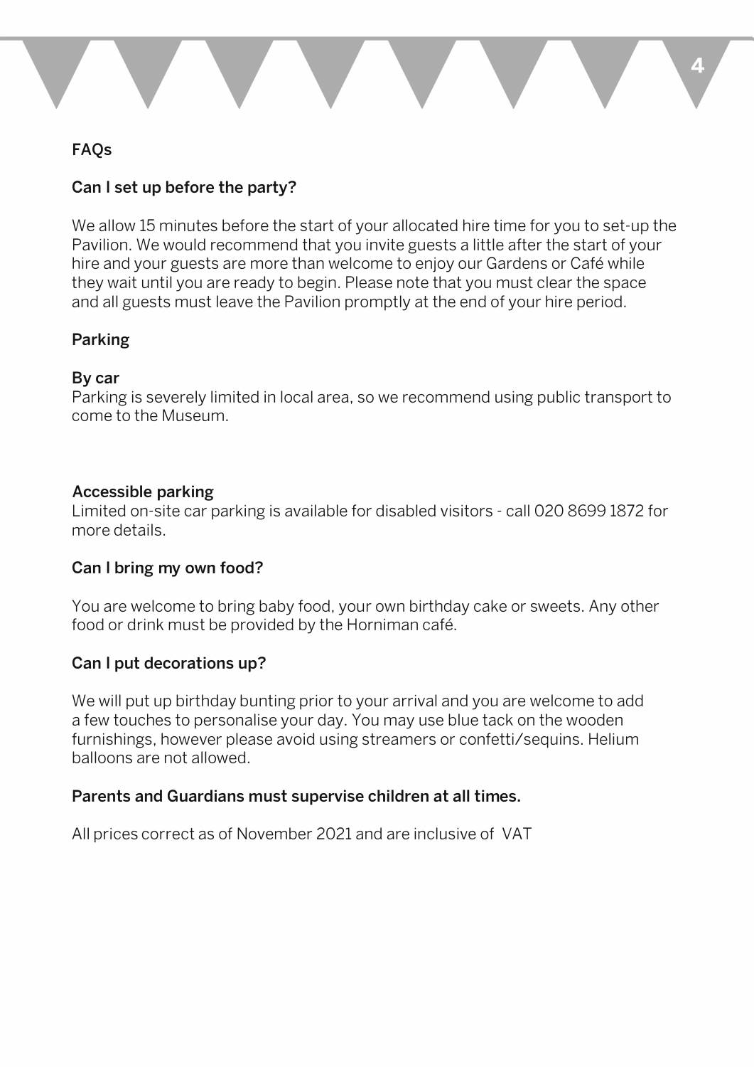## FAQs

### Can I set up before the party?

We allow 15 minutes before the start of your allocated hire time for you to set-up the Pavilion. We would recommend that you invite guests a little after the start of your hire and your guests are more than welcome to enjoy our Gardens or Café while they wait until you are ready to begin. Please note that you must clear the space and all guests must leave the Pavilion promptly at the end of your hire period.

### Parking

**By car**
Parking is severely limited in local area, so we recommend using public transport to come to the Museum.

**Accessible parking**
Limited on-site car parking is available for disabled visitors - call 020 8699 1872 for more details.

### Can I bring my own food?

You are welcome to bring baby food, your own birthday cake or sweets. Any other food or drink must be provided by the Horniman café.

### Can I put decorations up?

We will put up birthday bunting prior to your arrival and you are welcome to add a few touches to personalise your day. You may use blue tack on the wooden furnishings, however please avoid using streamers or confetti/sequins. Helium balloons are not allowed.

**Parents and Guardians must supervise children at all times.**

All prices correct as of November 2021 and are inclusive of VAT